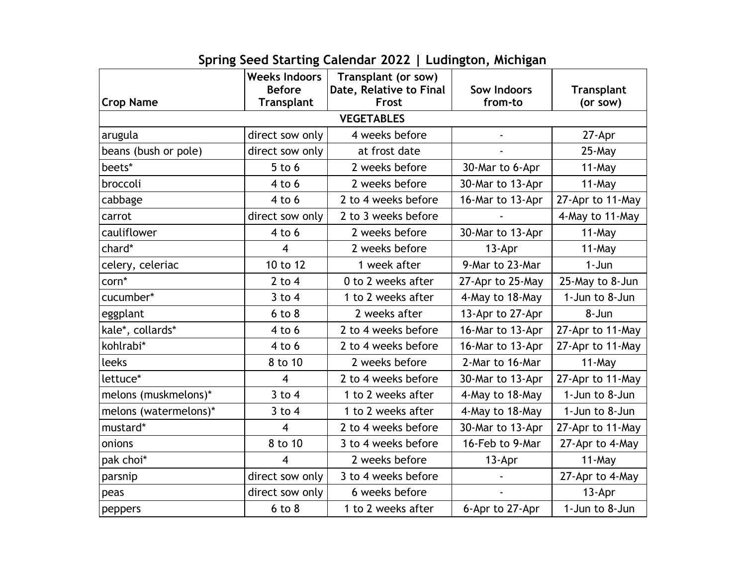# Spring Seed Starting Calendar 2022 | Ludington, Michigan

| Crop Name | Weeks Indoors Before Transplant | Transplant (or sow) Date, Relative to Final Frost | Sow Indoors from-to | Transplant (or sow) |
|---|---|---|---|---|
| **VEGETABLES** | | | | |
| arugula | direct sow only | 4 weeks before | - | 27-Apr |
| beans (bush or pole) | direct sow only | at frost date | - | 25-May |
| beets* | 5 to 6 | 2 weeks before | 30-Mar to 6-Apr | 11-May |
| broccoli | 4 to 6 | 2 weeks before | 30-Mar to 13-Apr | 11-May |
| cabbage | 4 to 6 | 2 to 4 weeks before | 16-Mar to 13-Apr | 27-Apr to 11-May |
| carrot | direct sow only | 2 to 3 weeks before | - | 4-May to 11-May |
| cauliflower | 4 to 6 | 2 weeks before | 30-Mar to 13-Apr | 11-May |
| chard* | 4 | 2 weeks before | 13-Apr | 11-May |
| celery, celeriac | 10 to 12 | 1 week after | 9-Mar to 23-Mar | 1-Jun |
| corn* | 2 to 4 | 0 to 2 weeks after | 27-Apr to 25-May | 25-May to 8-Jun |
| cucumber* | 3 to 4 | 1 to 2 weeks after | 4-May to 18-May | 1-Jun to 8-Jun |
| eggplant | 6 to 8 | 2 weeks after | 13-Apr to 27-Apr | 8-Jun |
| kale*, collards* | 4 to 6 | 2 to 4 weeks before | 16-Mar to 13-Apr | 27-Apr to 11-May |
| kohlrabi* | 4 to 6 | 2 to 4 weeks before | 16-Mar to 13-Apr | 27-Apr to 11-May |
| leeks | 8 to 10 | 2 weeks before | 2-Mar to 16-Mar | 11-May |
| lettuce* | 4 | 2 to 4 weeks before | 30-Mar to 13-Apr | 27-Apr to 11-May |
| melons (muskmelons)* | 3 to 4 | 1 to 2 weeks after | 4-May to 18-May | 1-Jun to 8-Jun |
| melons (watermelons)* | 3 to 4 | 1 to 2 weeks after | 4-May to 18-May | 1-Jun to 8-Jun |
| mustard* | 4 | 2 to 4 weeks before | 30-Mar to 13-Apr | 27-Apr to 11-May |
| onions | 8 to 10 | 3 to 4 weeks before | 16-Feb to 9-Mar | 27-Apr to 4-May |
| pak choi* | 4 | 2 weeks before | 13-Apr | 11-May |
| parsnip | direct sow only | 3 to 4 weeks before | - | 27-Apr to 4-May |
| peas | direct sow only | 6 weeks before | - | 13-Apr |
| peppers | 6 to 8 | 1 to 2 weeks after | 6-Apr to 27-Apr | 1-Jun to 8-Jun |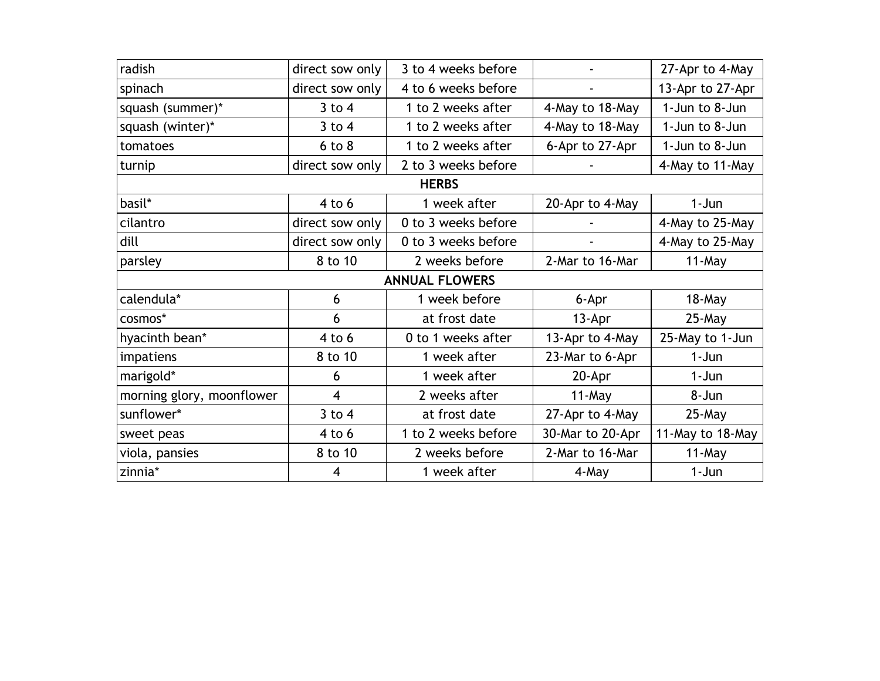| | | | | |
|---|---|---|---|---|
| radish | direct sow only | 3 to 4 weeks before | - | 27-Apr to 4-May |
| spinach | direct sow only | 4 to 6 weeks before | - | 13-Apr to 27-Apr |
| squash (summer)* | 3 to 4 | 1 to 2 weeks after | 4-May to 18-May | 1-Jun to 8-Jun |
| squash (winter)* | 3 to 4 | 1 to 2 weeks after | 4-May to 18-May | 1-Jun to 8-Jun |
| tomatoes | 6 to 8 | 1 to 2 weeks after | 6-Apr to 27-Apr | 1-Jun to 8-Jun |
| turnip | direct sow only | 2 to 3 weeks before | - | 4-May to 11-May |
| **HERBS** | | | | |
| basil* | 4 to 6 | 1 week after | 20-Apr to 4-May | 1-Jun |
| cilantro | direct sow only | 0 to 3 weeks before | - | 4-May to 25-May |
| dill | direct sow only | 0 to 3 weeks before | - | 4-May to 25-May |
| parsley | 8 to 10 | 2 weeks before | 2-Mar to 16-Mar | 11-May |
| **ANNUAL FLOWERS** | | | | |
| calendula* | 6 | 1 week before | 6-Apr | 18-May |
| cosmos* | 6 | at frost date | 13-Apr | 25-May |
| hyacinth bean* | 4 to 6 | 0 to 1 weeks after | 13-Apr to 4-May | 25-May to 1-Jun |
| impatiens | 8 to 10 | 1 week after | 23-Mar to 6-Apr | 1-Jun |
| marigold* | 6 | 1 week after | 20-Apr | 1-Jun |
| morning glory, moonflower | 4 | 2 weeks after | 11-May | 8-Jun |
| sunflower* | 3 to 4 | at frost date | 27-Apr to 4-May | 25-May |
| sweet peas | 4 to 6 | 1 to 2 weeks before | 30-Mar to 20-Apr | 11-May to 18-May |
| viola, pansies | 8 to 10 | 2 weeks before | 2-Mar to 16-Mar | 11-May |
| zinnia* | 4 | 1 week after | 4-May | 1-Jun |